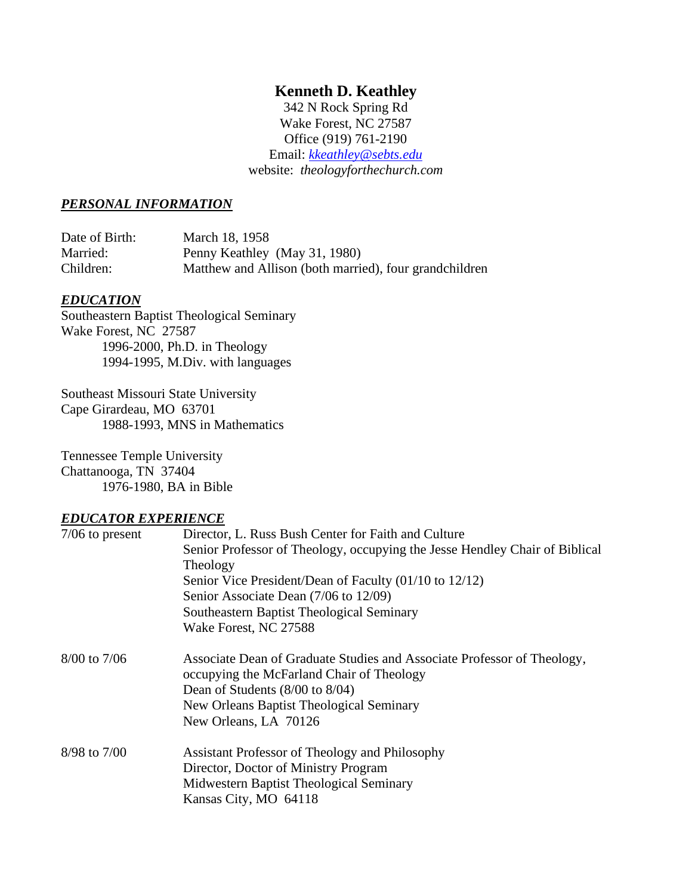# Kenneth D. Keathley

342 N Rock Spring Rd
Wake Forest, NC 27587
Office (919) 761-2190
Email: *kkeathley@sebts.edu*
website: *theologyforthechurch.com*

## ***PERSONAL INFORMATION***

| | |
|---|---|
| Date of Birth: | March 18, 1958 |
| Married: | Penny Keathley (May 31, 1980) |
| Children: | Matthew and Allison (both married), four grandchildren |

## ***EDUCATION***

Southeastern Baptist Theological Seminary
Wake Forest, NC 27587
- 1996-2000, Ph.D. in Theology
- 1994-1995, M.Div. with languages

Southeast Missouri State University
Cape Girardeau, MO 63701
- 1988-1993, MNS in Mathematics

Tennessee Temple University
Chattanooga, TN 37404
- 1976-1980, BA in Bible

## ***EDUCATOR EXPERIENCE***

| | |
|---|---|
| 7/06 to present | Director, L. Russ Bush Center for Faith and Culture<br>Senior Professor of Theology, occupying the Jesse Hendley Chair of Biblical Theology<br>Senior Vice President/Dean of Faculty (01/10 to 12/12)<br>Senior Associate Dean (7/06 to 12/09)<br>Southeastern Baptist Theological Seminary<br>Wake Forest, NC 27588 |
| 8/00 to 7/06 | Associate Dean of Graduate Studies and Associate Professor of Theology, occupying the McFarland Chair of Theology<br>Dean of Students (8/00 to 8/04)<br>New Orleans Baptist Theological Seminary<br>New Orleans, LA 70126 |
| 8/98 to 7/00 | Assistant Professor of Theology and Philosophy<br>Director, Doctor of Ministry Program<br>Midwestern Baptist Theological Seminary<br>Kansas City, MO 64118 |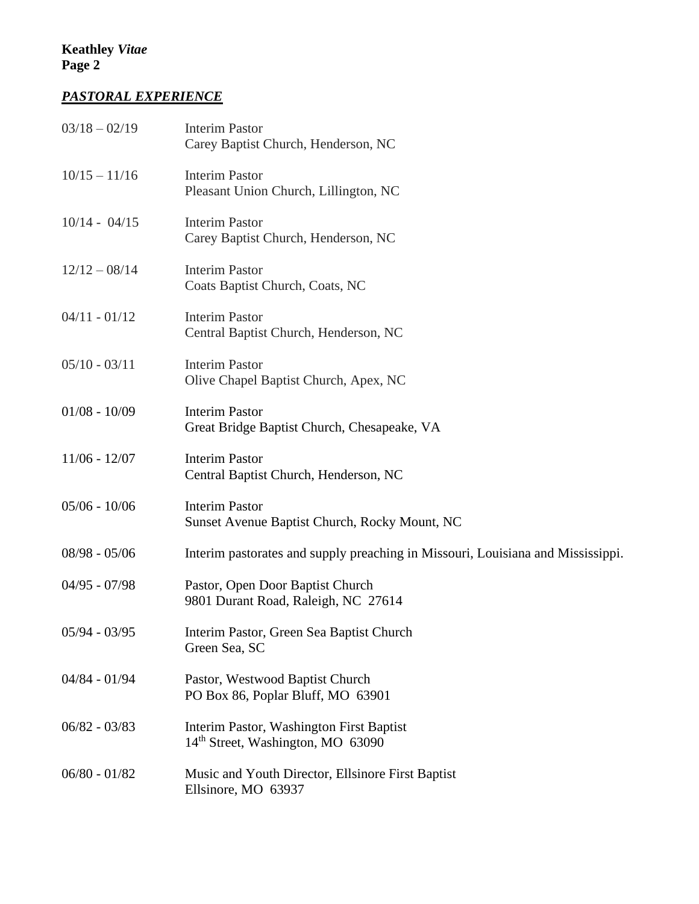## ***PASTORAL EXPERIENCE***

| | |
|---|---|
| 03/18 – 02/19 | Interim Pastor<br>Carey Baptist Church, Henderson, NC |
| 10/15 – 11/16 | Interim Pastor<br>Pleasant Union Church, Lillington, NC |
| 10/14 - 04/15 | Interim Pastor<br>Carey Baptist Church, Henderson, NC |
| 12/12 – 08/14 | Interim Pastor<br>Coats Baptist Church, Coats, NC |
| 04/11 - 01/12 | Interim Pastor<br>Central Baptist Church, Henderson, NC |
| 05/10 - 03/11 | Interim Pastor<br>Olive Chapel Baptist Church, Apex, NC |
| 01/08 - 10/09 | Interim Pastor<br>Great Bridge Baptist Church, Chesapeake, VA |
| 11/06 - 12/07 | Interim Pastor<br>Central Baptist Church, Henderson, NC |
| 05/06 - 10/06 | Interim Pastor<br>Sunset Avenue Baptist Church, Rocky Mount, NC |
| 08/98 - 05/06 | Interim pastorates and supply preaching in Missouri, Louisiana and Mississippi. |
| 04/95 - 07/98 | Pastor, Open Door Baptist Church<br>9801 Durant Road, Raleigh, NC 27614 |
| 05/94 - 03/95 | Interim Pastor, Green Sea Baptist Church<br>Green Sea, SC |
| 04/84 - 01/94 | Pastor, Westwood Baptist Church<br>PO Box 86, Poplar Bluff, MO 63901 |
| 06/82 - 03/83 | Interim Pastor, Washington First Baptist<br>14th Street, Washington, MO 63090 |
| 06/80 - 01/82 | Music and Youth Director, Ellsinore First Baptist<br>Ellsinore, MO 63937 |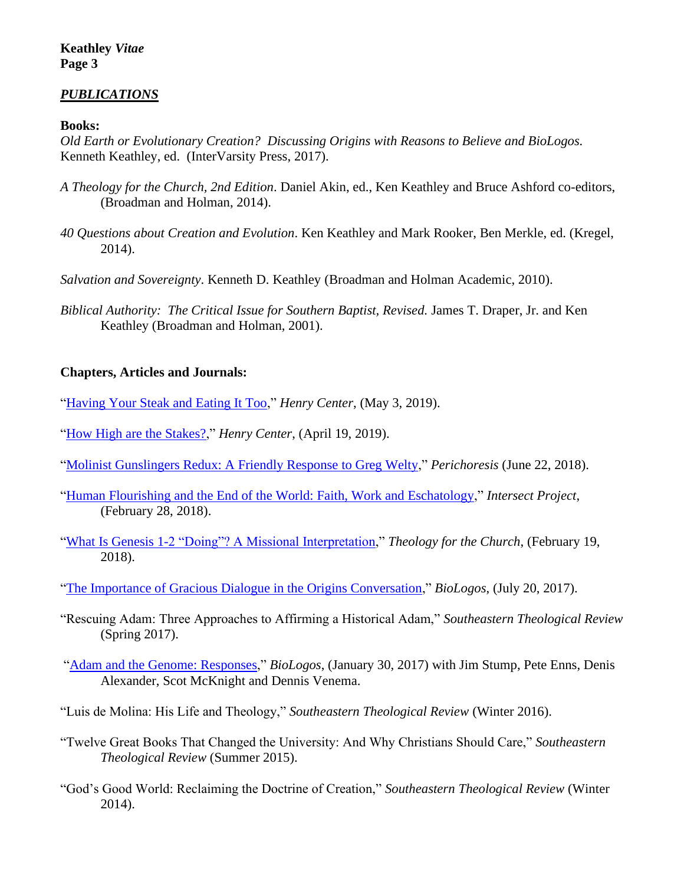## ***PUBLICATIONS***

**Books:**

*Old Earth or Evolutionary Creation? Discussing Origins with Reasons to Believe and BioLogos.* Kenneth Keathley, ed. (InterVarsity Press, 2017).

*A Theology for the Church, 2nd Edition*. Daniel Akin, ed., Ken Keathley and Bruce Ashford co-editors, (Broadman and Holman, 2014).

*40 Questions about Creation and Evolution*. Ken Keathley and Mark Rooker, Ben Merkle, ed. (Kregel, 2014).

*Salvation and Sovereignty*. Kenneth D. Keathley (Broadman and Holman Academic, 2010).

*Biblical Authority: The Critical Issue for Southern Baptist, Revised.* James T. Draper, Jr. and Ken Keathley (Broadman and Holman, 2001).

**Chapters, Articles and Journals:**

"Having Your Steak and Eating It Too," *Henry Center*, (May 3, 2019).

"How High are the Stakes?," *Henry Center*, (April 19, 2019).

"Molinist Gunslingers Redux: A Friendly Response to Greg Welty," *Perichoresis* (June 22, 2018).

"Human Flourishing and the End of the World: Faith, Work and Eschatology," *Intersect Project*, (February 28, 2018).

"What Is Genesis 1-2 "Doing"? A Missional Interpretation," *Theology for the Church*, (February 19, 2018).

"The Importance of Gracious Dialogue in the Origins Conversation," *BioLogos*, (July 20, 2017).

"Rescuing Adam: Three Approaches to Affirming a Historical Adam," *Southeastern Theological Review* (Spring 2017).

"Adam and the Genome: Responses," *BioLogos*, (January 30, 2017) with Jim Stump, Pete Enns, Denis Alexander, Scot McKnight and Dennis Venema.

"Luis de Molina: His Life and Theology," *Southeastern Theological Review* (Winter 2016).

"Twelve Great Books That Changed the University: And Why Christians Should Care," *Southeastern Theological Review* (Summer 2015).

"God's Good World: Reclaiming the Doctrine of Creation," *Southeastern Theological Review* (Winter 2014).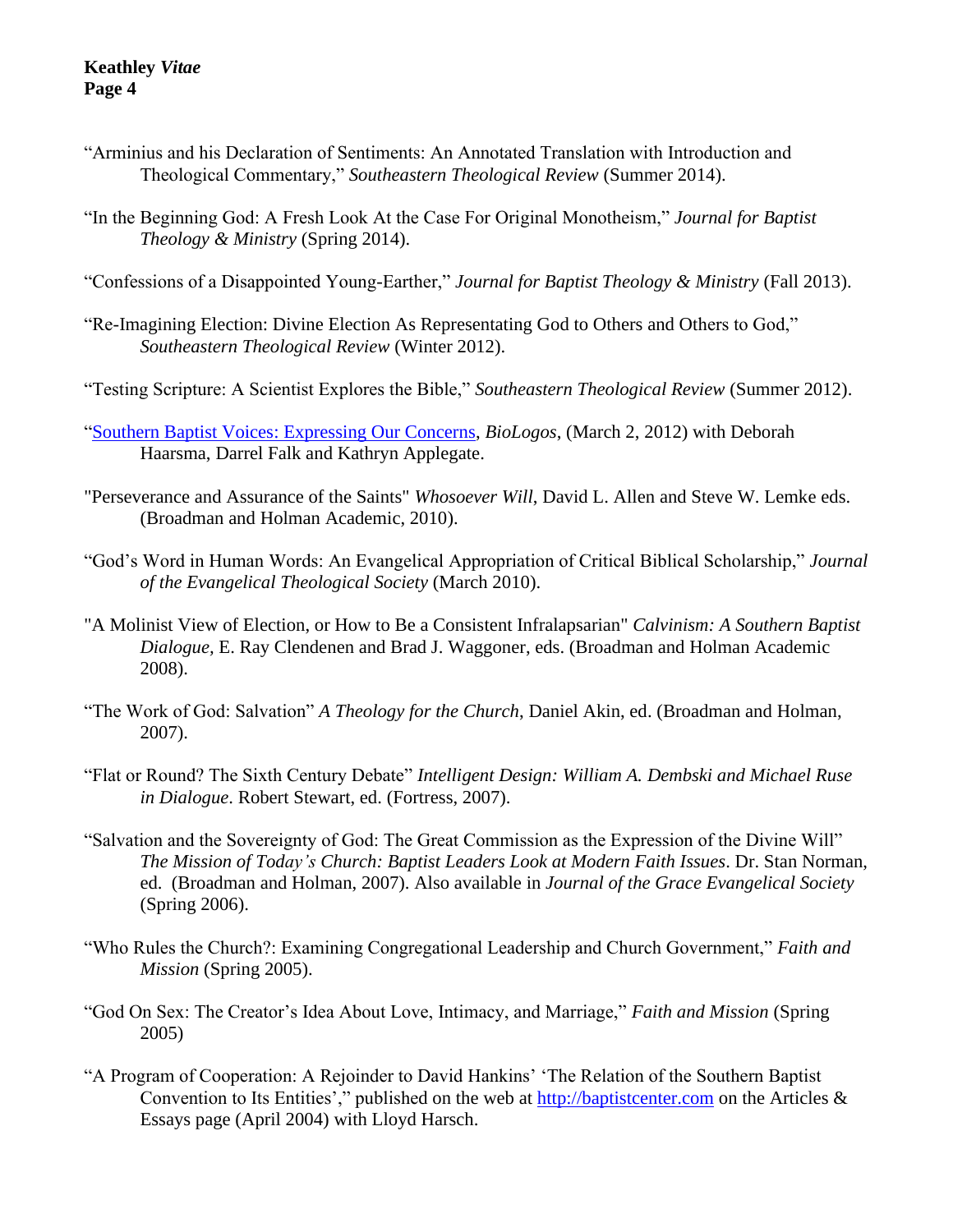"Arminius and his Declaration of Sentiments: An Annotated Translation with Introduction and Theological Commentary," *Southeastern Theological Review* (Summer 2014).

"In the Beginning God: A Fresh Look At the Case For Original Monotheism," *Journal for Baptist Theology & Ministry* (Spring 2014).

"Confessions of a Disappointed Young-Earther," *Journal for Baptist Theology & Ministry* (Fall 2013).

"Re-Imagining Election: Divine Election As Representating God to Others and Others to God," *Southeastern Theological Review* (Winter 2012).

"Testing Scripture: A Scientist Explores the Bible," *Southeastern Theological Review* (Summer 2012).

"Southern Baptist Voices: Expressing Our Concerns, *BioLogos*, (March 2, 2012) with Deborah Haarsma, Darrel Falk and Kathryn Applegate.

"Perseverance and Assurance of the Saints" *Whosoever Will*, David L. Allen and Steve W. Lemke eds. (Broadman and Holman Academic, 2010).

"God's Word in Human Words: An Evangelical Appropriation of Critical Biblical Scholarship," *Journal of the Evangelical Theological Society* (March 2010).

"A Molinist View of Election, or How to Be a Consistent Infralapsarian" *Calvinism: A Southern Baptist Dialogue*, E. Ray Clendenen and Brad J. Waggoner, eds. (Broadman and Holman Academic 2008).

"The Work of God: Salvation" *A Theology for the Church*, Daniel Akin, ed. (Broadman and Holman, 2007).

"Flat or Round? The Sixth Century Debate" *Intelligent Design: William A. Dembski and Michael Ruse in Dialogue*. Robert Stewart, ed. (Fortress, 2007).

"Salvation and the Sovereignty of God: The Great Commission as the Expression of the Divine Will" *The Mission of Today's Church: Baptist Leaders Look at Modern Faith Issues*. Dr. Stan Norman, ed. (Broadman and Holman, 2007). Also available in *Journal of the Grace Evangelical Society* (Spring 2006).

"Who Rules the Church?: Examining Congregational Leadership and Church Government," *Faith and Mission* (Spring 2005).

"God On Sex: The Creator's Idea About Love, Intimacy, and Marriage," *Faith and Mission* (Spring 2005)

"A Program of Cooperation: A Rejoinder to David Hankins' 'The Relation of the Southern Baptist Convention to Its Entities'," published on the web at http://baptistcenter.com on the Articles & Essays page (April 2004) with Lloyd Harsch.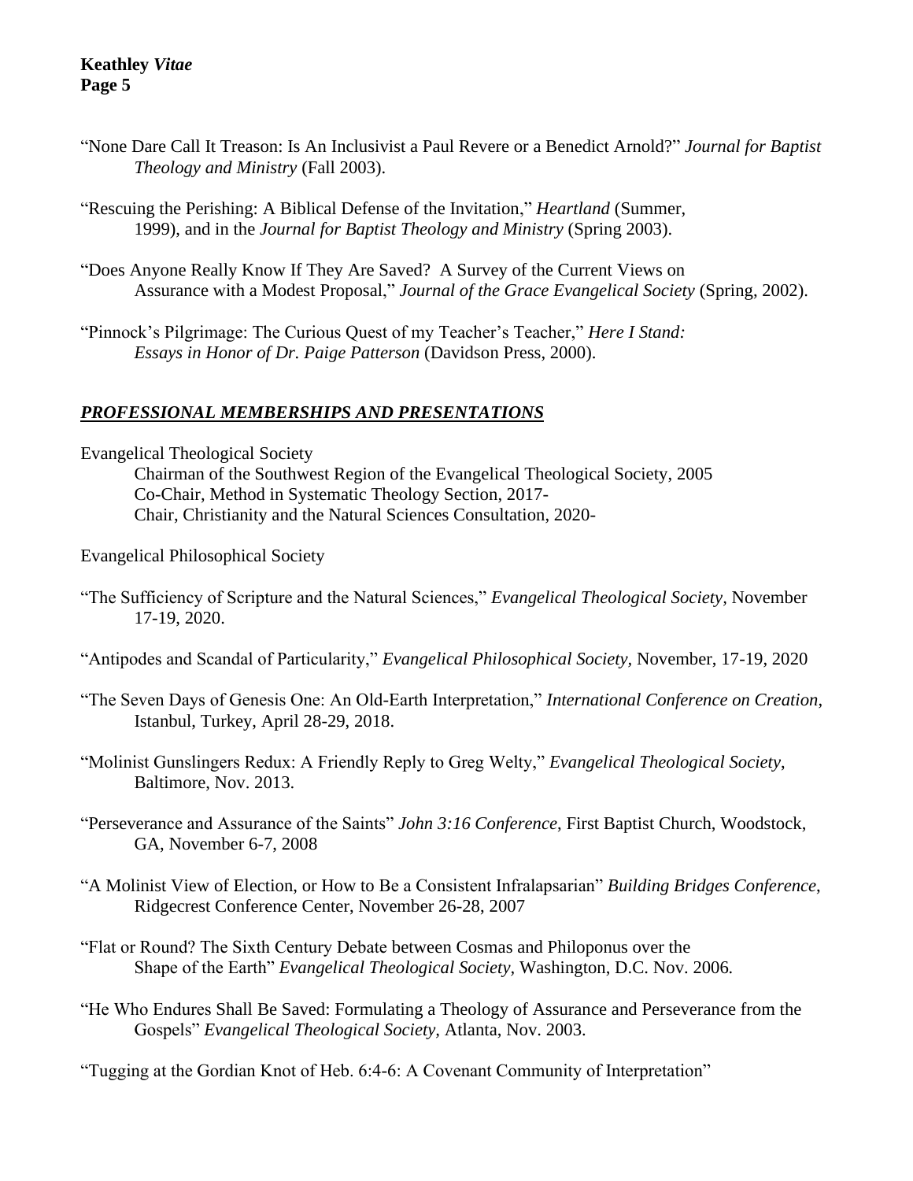"None Dare Call It Treason: Is An Inclusivist a Paul Revere or a Benedict Arnold?" *Journal for Baptist Theology and Ministry* (Fall 2003).

"Rescuing the Perishing: A Biblical Defense of the Invitation," *Heartland* (Summer, 1999), and in the *Journal for Baptist Theology and Ministry* (Spring 2003).

"Does Anyone Really Know If They Are Saved? A Survey of the Current Views on Assurance with a Modest Proposal," *Journal of the Grace Evangelical Society* (Spring, 2002).

"Pinnock's Pilgrimage: The Curious Quest of my Teacher's Teacher," *Here I Stand: Essays in Honor of Dr. Paige Patterson* (Davidson Press, 2000).

## ***PROFESSIONAL MEMBERSHIPS AND PRESENTATIONS***

Evangelical Theological Society

Chairman of the Southwest Region of the Evangelical Theological Society, 2005
Co-Chair, Method in Systematic Theology Section, 2017-
Chair, Christianity and the Natural Sciences Consultation, 2020-

Evangelical Philosophical Society

"The Sufficiency of Scripture and the Natural Sciences," *Evangelical Theological Society,* November 17-19, 2020.

"Antipodes and Scandal of Particularity," *Evangelical Philosophical Society,* November, 17-19, 2020

"The Seven Days of Genesis One: An Old-Earth Interpretation," *International Conference on Creation,* Istanbul, Turkey, April 28-29, 2018.

"Molinist Gunslingers Redux: A Friendly Reply to Greg Welty," *Evangelical Theological Society,* Baltimore, Nov. 2013.

"Perseverance and Assurance of the Saints" *John 3:16 Conference*, First Baptist Church, Woodstock, GA, November 6-7, 2008

"A Molinist View of Election, or How to Be a Consistent Infralapsarian" *Building Bridges Conference*, Ridgecrest Conference Center, November 26-28, 2007

"Flat or Round? The Sixth Century Debate between Cosmas and Philoponus over the Shape of the Earth" *Evangelical Theological Society,* Washington, D.C. Nov. 2006.

"He Who Endures Shall Be Saved: Formulating a Theology of Assurance and Perseverance from the Gospels" *Evangelical Theological Society,* Atlanta, Nov. 2003.

"Tugging at the Gordian Knot of Heb. 6:4-6: A Covenant Community of Interpretation"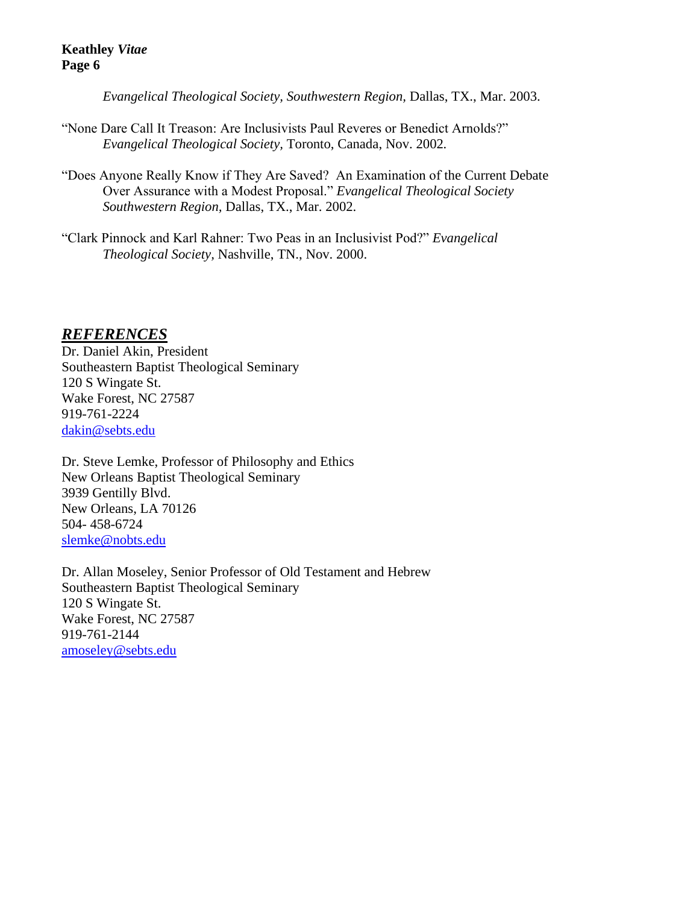*Evangelical Theological Society, Southwestern Region,* Dallas, TX., Mar. 2003.

"None Dare Call It Treason: Are Inclusivists Paul Reveres or Benedict Arnolds?" *Evangelical Theological Society,* Toronto, Canada, Nov. 2002.

"Does Anyone Really Know if They Are Saved? An Examination of the Current Debate Over Assurance with a Modest Proposal." *Evangelical Theological Society Southwestern Region,* Dallas, TX., Mar. 2002.

"Clark Pinnock and Karl Rahner: Two Peas in an Inclusivist Pod?" *Evangelical Theological Society,* Nashville, TN., Nov. 2000.

## *REFERENCES*

Dr. Daniel Akin, President
Southeastern Baptist Theological Seminary
120 S Wingate St.
Wake Forest, NC 27587
919-761-2224
dakin@sebts.edu

Dr. Steve Lemke, Professor of Philosophy and Ethics
New Orleans Baptist Theological Seminary
3939 Gentilly Blvd.
New Orleans, LA 70126
504- 458-6724
slemke@nobts.edu

Dr. Allan Moseley, Senior Professor of Old Testament and Hebrew
Southeastern Baptist Theological Seminary
120 S Wingate St.
Wake Forest, NC 27587
919-761-2144
amoseley@sebts.edu